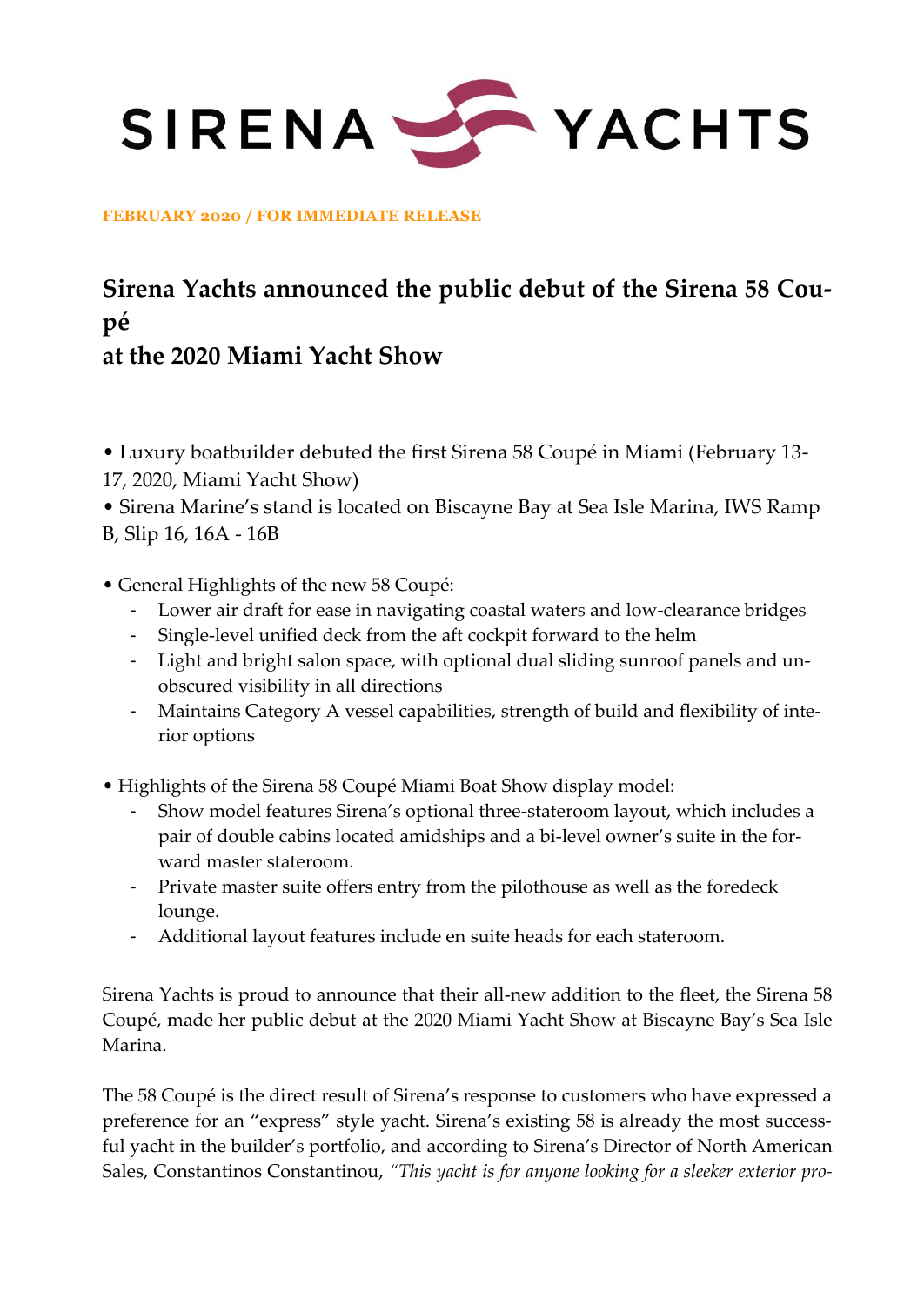SIRENA YACHTS

**FEBRUARY 2020 / FOR IMMEDIATE RELEASE**

## Sirena Yachts announced the public debut of the Sirena 58 Coupé at the 2020 Miami Yacht Show

- Luxury boatbuilder debuted the first Sirena 58 Coupé in Miami (February 13-17, 2020, Miami Yacht Show)
- Sirena Marine's stand is located on Biscayne Bay at Sea Isle Marina, IWS Ramp B, Slip 16, 16A - 16B

- General Highlights of the new 58 Coupé:
  - Lower air draft for ease in navigating coastal waters and low-clearance bridges
  - Single-level unified deck from the aft cockpit forward to the helm
  - Light and bright salon space, with optional dual sliding sunroof panels and unobscured visibility in all directions
  - Maintains Category A vessel capabilities, strength of build and flexibility of interior options

- Highlights of the Sirena 58 Coupé Miami Boat Show display model:
  - Show model features Sirena's optional three-stateroom layout, which includes a pair of double cabins located amidships and a bi-level owner's suite in the forward master stateroom.
  - Private master suite offers entry from the pilothouse as well as the foredeck lounge.
  - Additional layout features include en suite heads for each stateroom.

Sirena Yachts is proud to announce that their all-new addition to the fleet, the Sirena 58 Coupé, made her public debut at the 2020 Miami Yacht Show at Biscayne Bay's Sea Isle Marina.

The 58 Coupé is the direct result of Sirena's response to customers who have expressed a preference for an "express" style yacht. Sirena's existing 58 is already the most successful yacht in the builder's portfolio, and according to Sirena's Director of North American Sales, Constantinos Constantinou, *"This yacht is for anyone looking for a sleeker exterior pro-*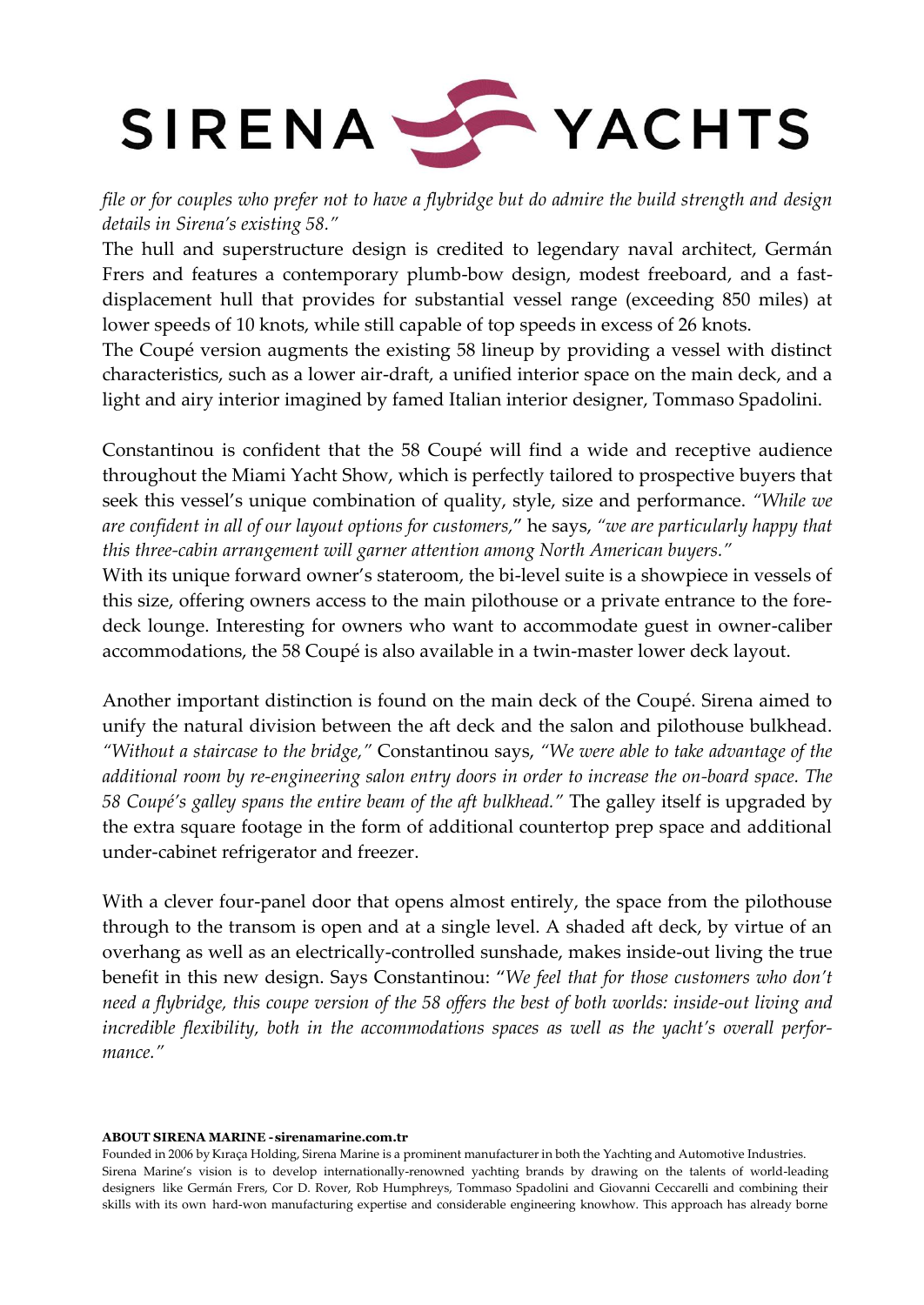*file or for couples who prefer not to have a flybridge but do admire the build strength and design details in Sirena's existing 58."*

The hull and superstructure design is credited to legendary naval architect, Germán Frers and features a contemporary plumb-bow design, modest freeboard, and a fast-displacement hull that provides for substantial vessel range (exceeding 850 miles) at lower speeds of 10 knots, while still capable of top speeds in excess of 26 knots.

The Coupé version augments the existing 58 lineup by providing a vessel with distinct characteristics, such as a lower air-draft, a unified interior space on the main deck, and a light and airy interior imagined by famed Italian interior designer, Tommaso Spadolini.

Constantinou is confident that the 58 Coupé will find a wide and receptive audience throughout the Miami Yacht Show, which is perfectly tailored to prospective buyers that seek this vessel's unique combination of quality, style, size and performance. *"While we are confident in all of our layout options for customers,"* he says, *"we are particularly happy that this three-cabin arrangement will garner attention among North American buyers."*

With its unique forward owner's stateroom, the bi-level suite is a showpiece in vessels of this size, offering owners access to the main pilothouse or a private entrance to the fore-deck lounge. Interesting for owners who want to accommodate guest in owner-caliber accommodations, the 58 Coupé is also available in a twin-master lower deck layout.

Another important distinction is found on the main deck of the Coupé. Sirena aimed to unify the natural division between the aft deck and the salon and pilothouse bulkhead. *"Without a staircase to the bridge,"* Constantinou says, *"We were able to take advantage of the additional room by re-engineering salon entry doors in order to increase the on-board space. The 58 Coupé's galley spans the entire beam of the aft bulkhead."* The galley itself is upgraded by the extra square footage in the form of additional countertop prep space and additional under-cabinet refrigerator and freezer.

With a clever four-panel door that opens almost entirely, the space from the pilothouse through to the transom is open and at a single level. A shaded aft deck, by virtue of an overhang as well as an electrically-controlled sunshade, makes inside-out living the true benefit in this new design. Says Constantinou: *"We feel that for those customers who don't need a flybridge, this coupe version of the 58 offers the best of both worlds: inside-out living and incredible flexibility, both in the accommodations spaces as well as the yacht's overall performance."*

**ABOUT SIRENA MARINE - sirenamarine.com.tr**

Founded in 2006 by Kıraça Holding, Sirena Marine is a prominent manufacturer in both the Yachting and Automotive Industries. Sirena Marine's vision is to develop internationally-renowned yachting brands by drawing on the talents of world-leading designers like Germán Frers, Cor D. Rover, Rob Humphreys, Tommaso Spadolini and Giovanni Ceccarelli and combining their skills with its own hard-won manufacturing expertise and considerable engineering knowhow. This approach has already borne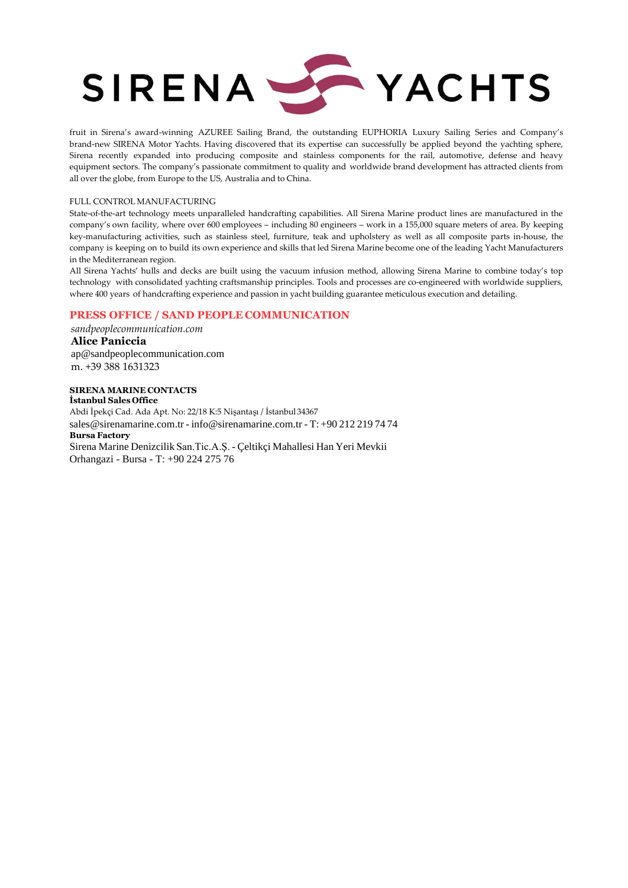fruit in Sirena's award-winning AZUREE Sailing Brand, the outstanding EUPHORIA Luxury Sailing Series and Company's brand-new SIRENA Motor Yachts. Having discovered that its expertise can successfully be applied beyond the yachting sphere, Sirena recently expanded into producing composite and stainless components for the rail, automotive, defense and heavy equipment sectors. The company's passionate commitment to quality and worldwide brand development has attracted clients from all over the globe, from Europe to the US, Australia and to China.

FULL CONTROL MANUFACTURING

State-of-the-art technology meets unparalleled handcrafting capabilities. All Sirena Marine product lines are manufactured in the company's own facility, where over 600 employees – including 80 engineers – work in a 155,000 square meters of area. By keeping key-manufacturing activities, such as stainless steel, furniture, teak and upholstery as well as all composite parts in-house, the company is keeping on to build its own experience and skills that led Sirena Marine become one of the leading Yacht Manufacturers in the Mediterranean region.

All Sirena Yachts' hulls and decks are built using the vacuum infusion method, allowing Sirena Marine to combine today's top technology with consolidated yachting craftsmanship principles. Tools and processes are co-engineered with worldwide suppliers, where 400 years of handcrafting experience and passion in yacht building guarantee meticulous execution and detailing.

## PRESS OFFICE / SAND PEOPLE COMMUNICATION

*sandpeoplecommunication.com*

**Alice Paniccia**

ap@sandpeoplecommunication.com

m. +39 388 1631323

**SIRENA MARINE CONTACTS**

**İstanbul Sales Office**

Abdi İpekçi Cad. Ada Apt. No: 22/18 K:5 Nişantaşı / İstanbul 34367

sales@sirenamarine.com.tr - info@sirenamarine.com.tr - T: +90 212 219 74 74

**Bursa Factory**

Sirena Marine Denizcilik San.Tic.A.Ş. - Çeltikçi Mahallesi Han Yeri Mevkii Orhangazi - Bursa - T: +90 224 275 76